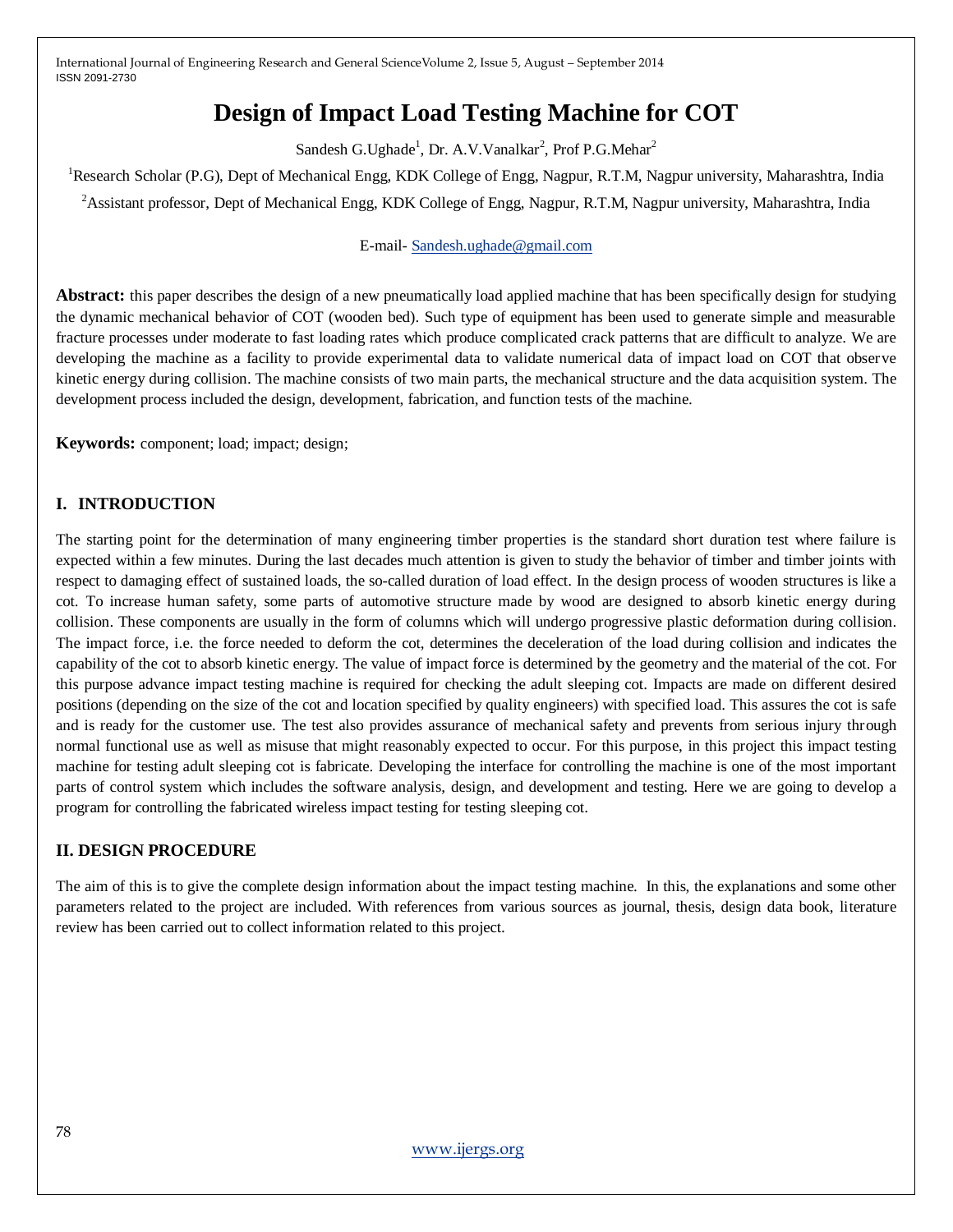# Design of Impact Load Testing Machine for COT

Sandesh G.Ughade[1], Dr. A.V.Vanalkar[2], Prof P.G.Mehar[2]

[1]Research Scholar (P.G), Dept of Mechanical Engg, KDK College of Engg, Nagpur, R.T.M, Nagpur university, Maharashtra, India

[2]Assistant professor, Dept of Mechanical Engg, KDK College of Engg, Nagpur, R.T.M, Nagpur university, Maharashtra, India

E-mail- Sandesh.ughade@gmail.com

**Abstract:** this paper describes the design of a new pneumatically load applied machine that has been specifically design for studying the dynamic mechanical behavior of COT (wooden bed). Such type of equipment has been used to generate simple and measurable fracture processes under moderate to fast loading rates which produce complicated crack patterns that are difficult to analyze. We are developing the machine as a facility to provide experimental data to validate numerical data of impact load on COT that observe kinetic energy during collision. The machine consists of two main parts, the mechanical structure and the data acquisition system. The development process included the design, development, fabrication, and function tests of the machine.

**Keywords:** component; load; impact; design;

## I. INTRODUCTION

The starting point for the determination of many engineering timber properties is the standard short duration test where failure is expected within a few minutes. During the last decades much attention is given to study the behavior of timber and timber joints with respect to damaging effect of sustained loads, the so-called duration of load effect. In the design process of wooden structures is like a cot. To increase human safety, some parts of automotive structure made by wood are designed to absorb kinetic energy during collision. These components are usually in the form of columns which will undergo progressive plastic deformation during collision. The impact force, i.e. the force needed to deform the cot, determines the deceleration of the load during collision and indicates the capability of the cot to absorb kinetic energy. The value of impact force is determined by the geometry and the material of the cot. For this purpose advance impact testing machine is required for checking the adult sleeping cot. Impacts are made on different desired positions (depending on the size of the cot and location specified by quality engineers) with specified load. This assures the cot is safe and is ready for the customer use. The test also provides assurance of mechanical safety and prevents from serious injury through normal functional use as well as misuse that might reasonably expected to occur. For this purpose, in this project this impact testing machine for testing adult sleeping cot is fabricate. Developing the interface for controlling the machine is one of the most important parts of control system which includes the software analysis, design, and development and testing. Here we are going to develop a program for controlling the fabricated wireless impact testing for testing sleeping cot.

## II. DESIGN PROCEDURE

The aim of this is to give the complete design information about the impact testing machine. In this, the explanations and some other parameters related to the project are included. With references from various sources as journal, thesis, design data book, literature review has been carried out to collect information related to this project.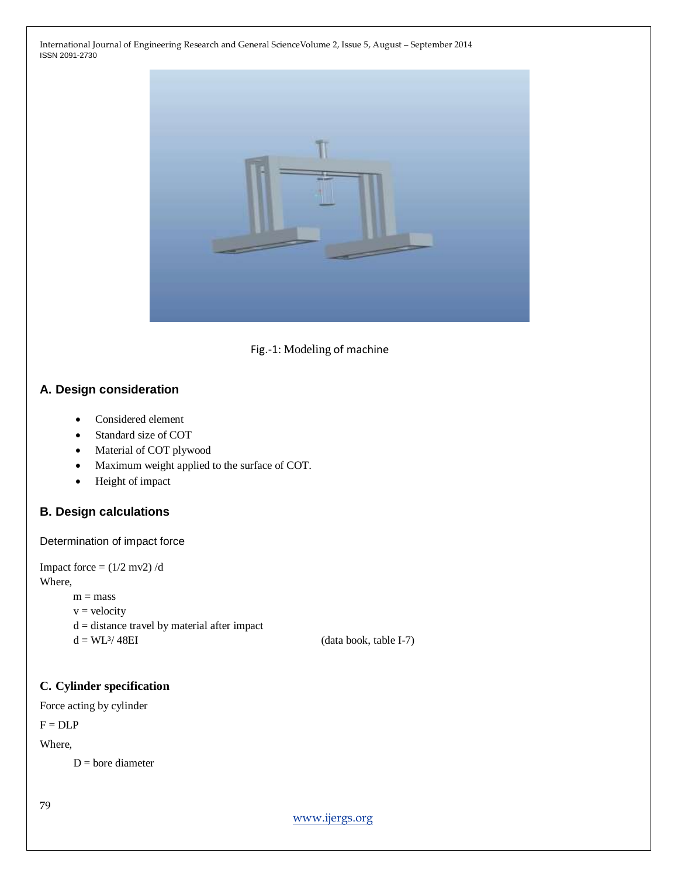Fig.-1: Modeling of machine

## A. Design consideration

- Considered element
- Standard size of COT
- Material of COT plywood
- Maximum weight applied to the surface of COT.
- Height of impact

## B. Design calculations

Determination of impact force

Impact force = $(1/2 \; mv2) / d$

Where,

$m$ = mass

$v$ = velocity

$d$ = distance travel by material after impact

$d = WL^3 / 48EI$ (data book, table I-7)

## C. Cylinder specification

Force acting by cylinder

$F = DLP$

Where,

$D$ = bore diameter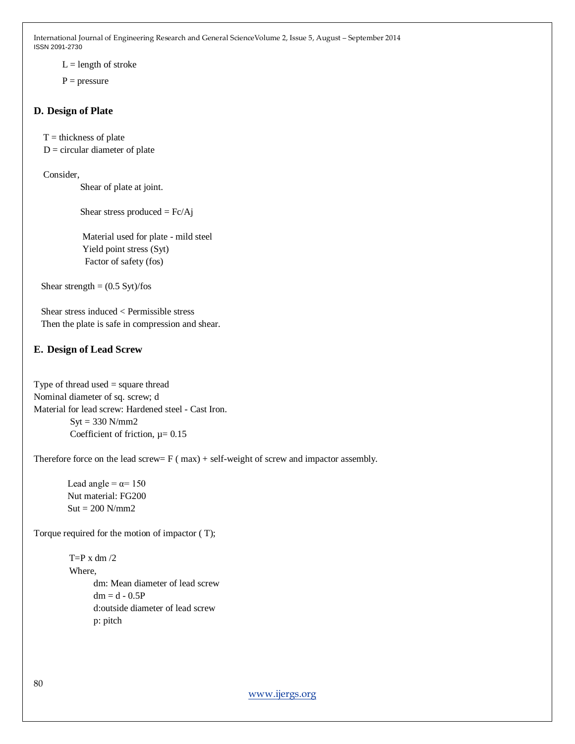L = length of stroke

P = pressure

### D. Design of Plate

T = thickness of plate

D = circular diameter of plate

Consider,

Shear of plate at joint.

Shear stress produced = Fc/Aj

Material used for plate - mild steel

Yield point stress (Syt)

Factor of safety (fos)

Shear strength = (0.5 Syt)/fos

Shear stress induced < Permissible stress

Then the plate is safe in compression and shear.

### E. Design of Lead Screw

Type of thread used = square thread

Nominal diameter of sq. screw; d

Material for lead screw: Hardened steel - Cast Iron.

Syt = 330 N/mm2

Coefficient of friction, μ= 0.15

Therefore force on the lead screw= F ( max) + self-weight of screw and impactor assembly.

Lead angle = α= 150

Nut material: FG200

Sut = 200 N/mm2

Torque required for the motion of impactor ( T);

T=P x dm /2

Where,

dm: Mean diameter of lead screw

dm = d - 0.5P

d:outside diameter of lead screw

p: pitch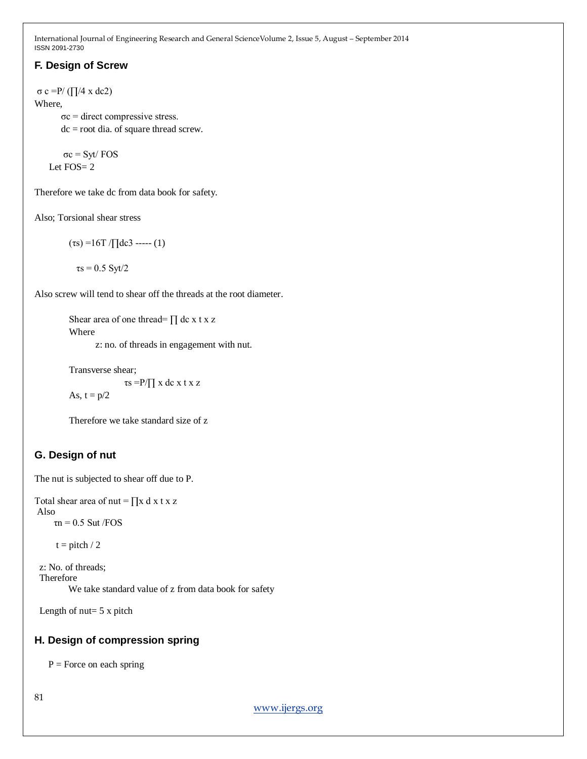### F. Design of Screw

$\sigma_c = P / (\Pi/4 \times d_c^2)$

Where,

$\sigma_c$ = direct compressive stress.

$d_c$ = root dia. of square thread screw.

$\sigma_c = S_{yt} / FOS$

Let FOS= 2

Therefore we take $d_c$ from data book for safety.

Also; Torsional shear stress

$(\tau_s) = 16T / \Pi d_c^3$ ----- (1)

$\tau_s = 0.5\ S_{yt}/2$

Also screw will tend to shear off the threads at the root diameter.

Shear area of one thread= $\Pi\ d_c \times t \times z$

Where

z: no. of threads in engagement with nut.

Transverse shear;

$\tau_s = P / \Pi \times d_c \times t \times z$

As, $t = p/2$

Therefore we take standard size of z

### G. Design of nut

The nut is subjected to shear off due to P.

Total shear area of nut = $\Pi \times d \times t \times z$

Also

$\tau_n = 0.5\ S_{ut} / FOS$

$t$ = pitch / 2

z: No. of threads;

Therefore

We take standard value of z from data book for safety

Length of nut= 5 x pitch

### H. Design of compression spring

P = Force on each spring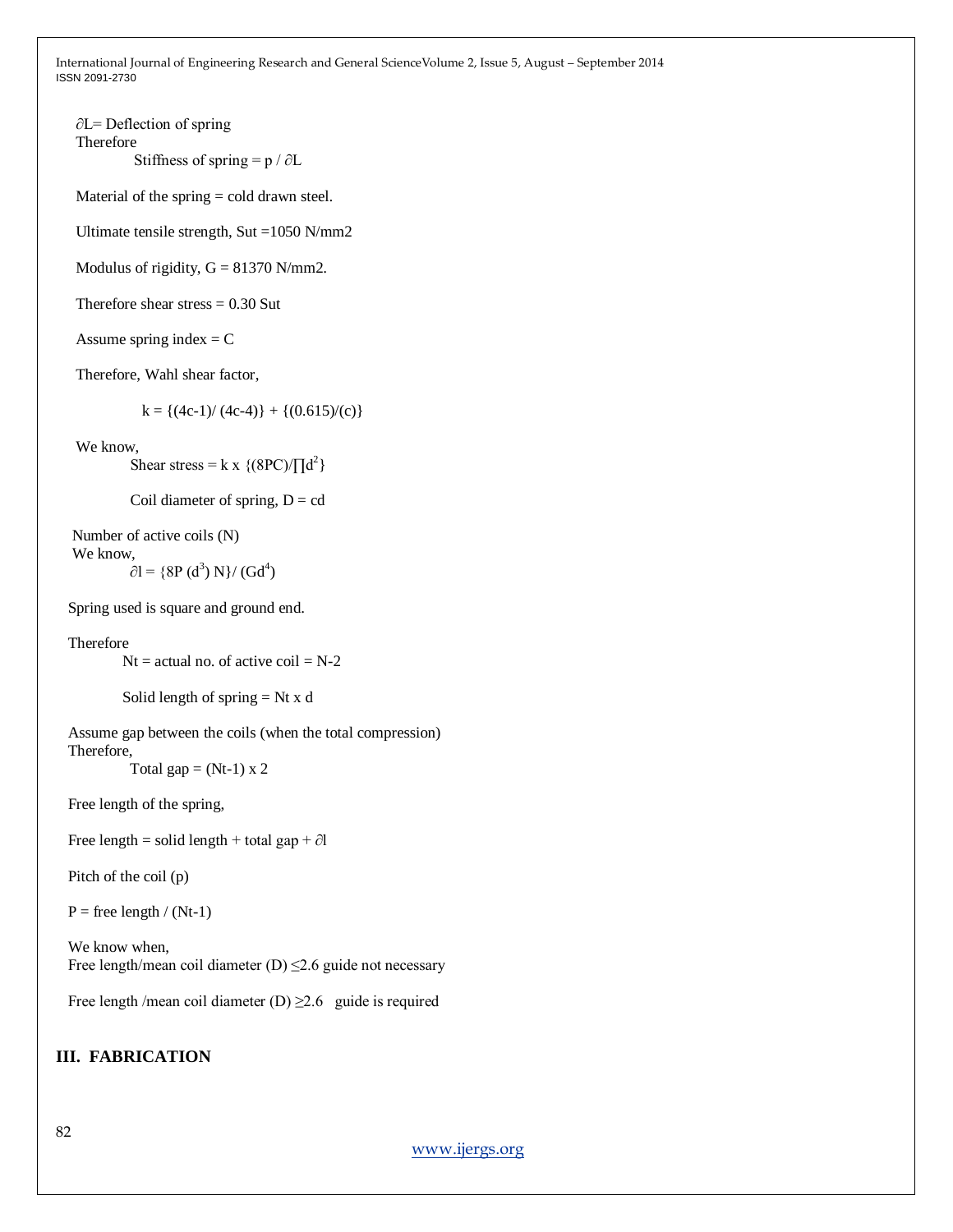$\partial L$= Deflection of spring

Therefore

$$\text{Stiffness of spring} = p / \partial L$$

Material of the spring = cold drawn steel.

Ultimate tensile strength, Sut =1050 N/mm2

Modulus of rigidity, G = 81370 N/mm2.

Therefore shear stress = 0.30 Sut

Assume spring index = C

Therefore, Wahl shear factor,

$$k = \{(4c-1)/ (4c-4)\} + \{(0.615)/(c)\}$$

We know,

$$\text{Shear stress} = k \times \{(8PC)/\prod d^2\}$$

$$\text{Coil diameter of spring, } D = cd$$

Number of active coils (N)

We know,

$$\partial l = \{8P (d^3) N\}/ (Gd^4)$$

Spring used is square and ground end.

Therefore

$$Nt = \text{actual no. of active coil} = N-2$$

$$\text{Solid length of spring} = Nt \times d$$

Assume gap between the coils (when the total compression)

Therefore,

$$\text{Total gap} = (Nt-1) \times 2$$

Free length of the spring,

Free length = solid length + total gap + $\partial l$

Pitch of the coil (p)

P = free length / (Nt-1)

We know when,

Free length/mean coil diameter (D) $\leq$2.6 guide not necessary

Free length /mean coil diameter (D) $\geq$2.6 guide is required

## III. FABRICATION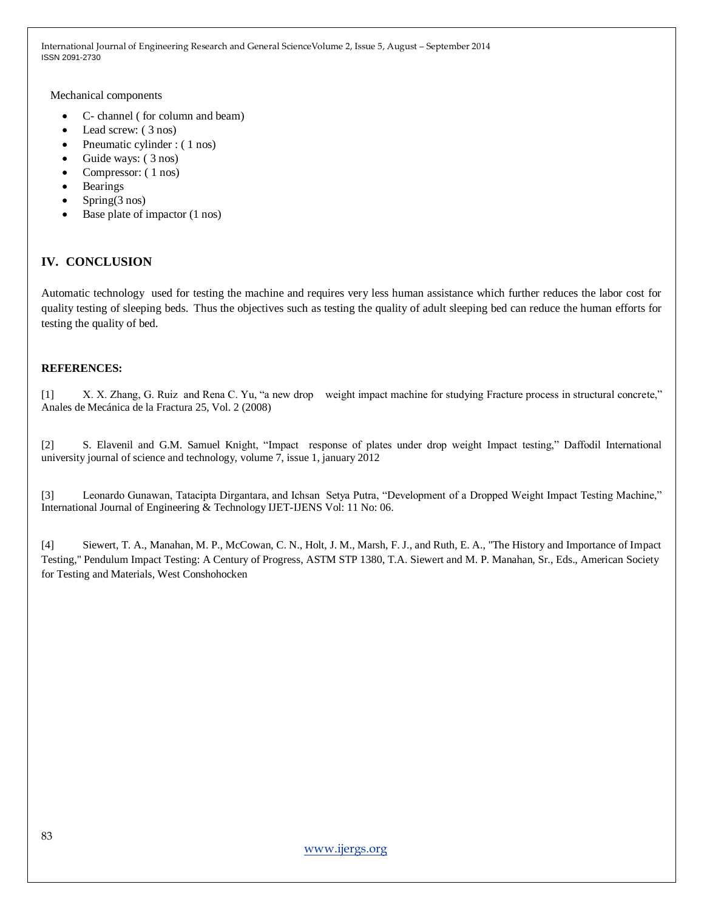Mechanical components

- C- channel ( for column and beam)
- Lead screw: ( 3 nos)
- Pneumatic cylinder : ( 1 nos)
- Guide ways: ( 3 nos)
- Compressor: ( 1 nos)
- Bearings
- Spring(3 nos)
- Base plate of impactor (1 nos)

## IV. CONCLUSION

Automatic technology used for testing the machine and requires very less human assistance which further reduces the labor cost for quality testing of sleeping beds. Thus the objectives such as testing the quality of adult sleeping bed can reduce the human efforts for testing the quality of bed.

**REFERENCES:**

[1] X. X. Zhang, G. Ruiz and Rena C. Yu, "a new drop weight impact machine for studying Fracture process in structural concrete," Anales de Mecánica de la Fractura 25, Vol. 2 (2008)

[2] S. Elavenil and G.M. Samuel Knight, "Impact response of plates under drop weight Impact testing," Daffodil International university journal of science and technology, volume 7, issue 1, january 2012

[3] Leonardo Gunawan, Tatacipta Dirgantara, and Ichsan Setya Putra, "Development of a Dropped Weight Impact Testing Machine," International Journal of Engineering & Technology IJET-IJENS Vol: 11 No: 06.

[4] Siewert, T. A., Manahan, M. P., McCowan, C. N., Holt, J. M., Marsh, F. J., and Ruth, E. A., "The History and Importance of Impact Testing," Pendulum Impact Testing: A Century of Progress, ASTM STP 1380, T.A. Siewert and M. P. Manahan, Sr., Eds., American Society for Testing and Materials, West Conshohocken